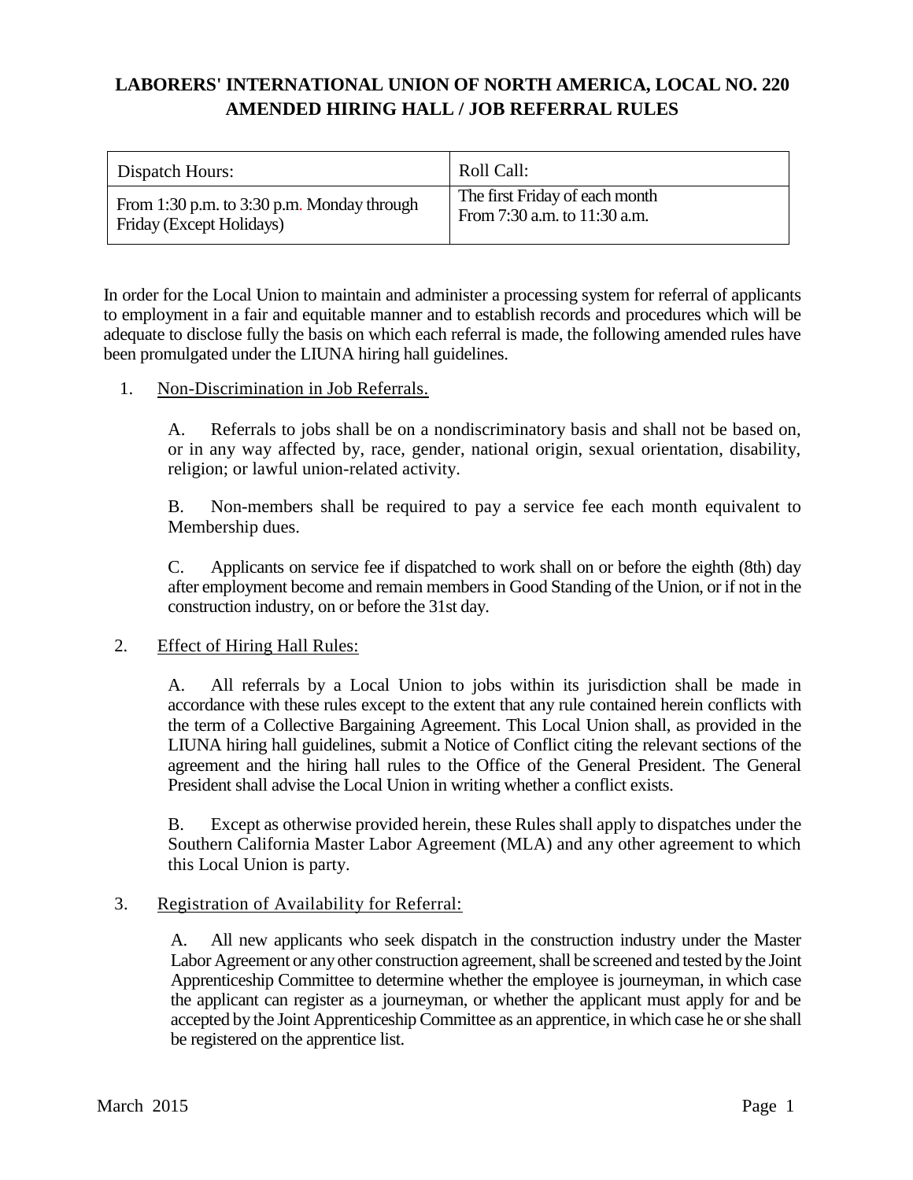# LABORERS' INTERNATIONAL UNION OF NORTH AMERICA, LOCAL NO. 220 AMENDED HIRING HALL / JOB REFERRAL RULES

| Dispatch Hours: | Roll Call: |
|---|---|
| From 1:30 p.m. to 3:30 p.m. Monday through Friday (Except Holidays) | The first Friday of each month From 7:30 a.m. to 11:30 a.m. |

In order for the Local Union to maintain and administer a processing system for referral of applicants to employment in a fair and equitable manner and to establish records and procedures which will be adequate to disclose fully the basis on which each referral is made, the following amended rules have been promulgated under the LIUNA hiring hall guidelines.

1. Non-Discrimination in Job Referrals.

   A. Referrals to jobs shall be on a nondiscriminatory basis and shall not be based on, or in any way affected by, race, gender, national origin, sexual orientation, disability, religion; or lawful union-related activity.

   B. Non-members shall be required to pay a service fee each month equivalent to Membership dues.

   C. Applicants on service fee if dispatched to work shall on or before the eighth (8th) day after employment become and remain members in Good Standing of the Union, or if not in the construction industry, on or before the 31st day.

2. Effect of Hiring Hall Rules:

   A. All referrals by a Local Union to jobs within its jurisdiction shall be made in accordance with these rules except to the extent that any rule contained herein conflicts with the term of a Collective Bargaining Agreement. This Local Union shall, as provided in the LIUNA hiring hall guidelines, submit a Notice of Conflict citing the relevant sections of the agreement and the hiring hall rules to the Office of the General President. The General President shall advise the Local Union in writing whether a conflict exists.

   B. Except as otherwise provided herein, these Rules shall apply to dispatches under the Southern California Master Labor Agreement (MLA) and any other agreement to which this Local Union is party.

3. Registration of Availability for Referral:

   A. All new applicants who seek dispatch in the construction industry under the Master Labor Agreement or any other construction agreement, shall be screened and tested by the Joint Apprenticeship Committee to determine whether the employee is journeyman, in which case the applicant can register as a journeyman, or whether the applicant must apply for and be accepted by the Joint Apprenticeship Committee as an apprentice, in which case he or she shall be registered on the apprentice list.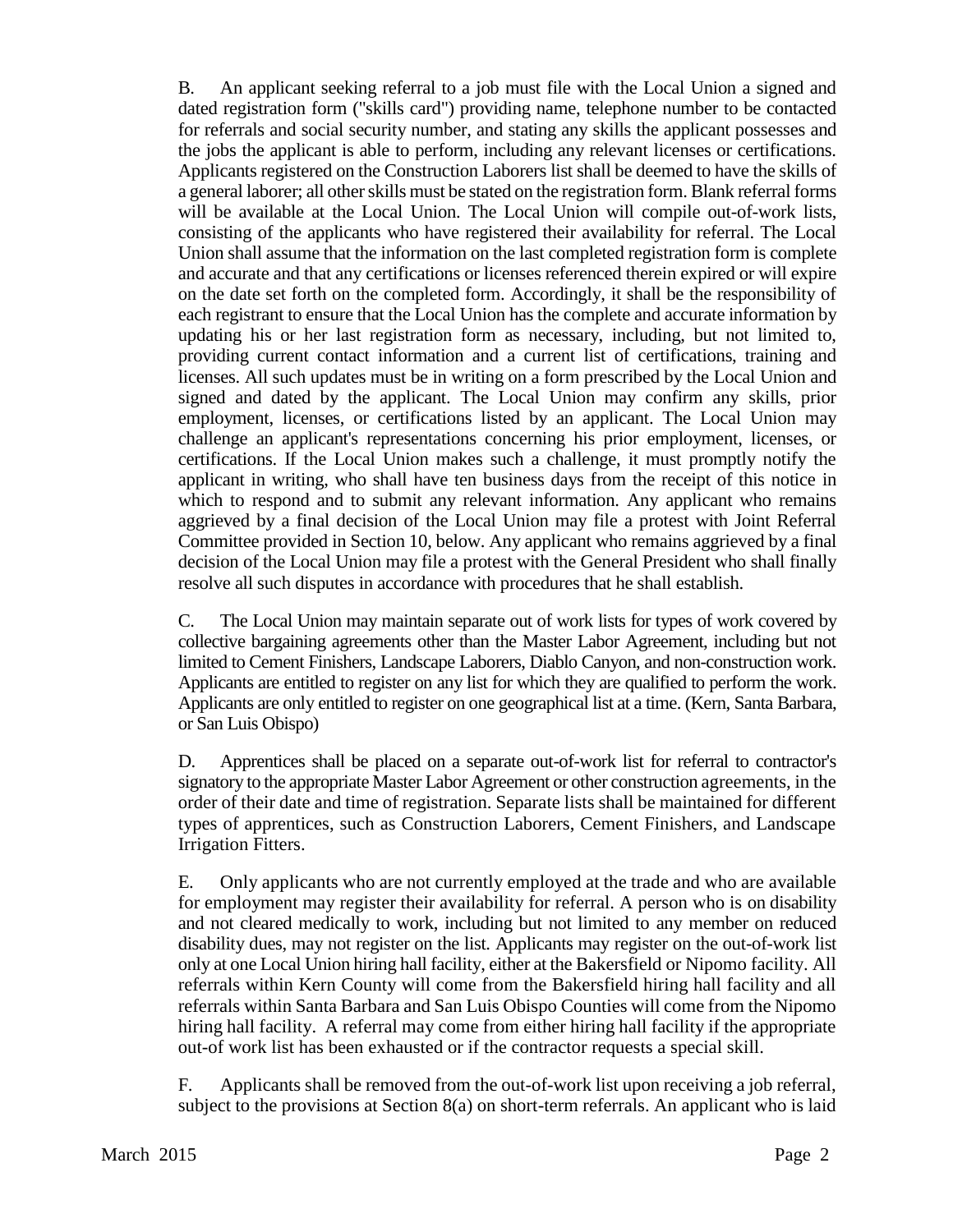B. An applicant seeking referral to a job must file with the Local Union a signed and dated registration form ("skills card") providing name, telephone number to be contacted for referrals and social security number, and stating any skills the applicant possesses and the jobs the applicant is able to perform, including any relevant licenses or certifications. Applicants registered on the Construction Laborers list shall be deemed to have the skills of a general laborer; all other skills must be stated on the registration form. Blank referral forms will be available at the Local Union. The Local Union will compile out-of-work lists, consisting of the applicants who have registered their availability for referral. The Local Union shall assume that the information on the last completed registration form is complete and accurate and that any certifications or licenses referenced therein expired or will expire on the date set forth on the completed form. Accordingly, it shall be the responsibility of each registrant to ensure that the Local Union has the complete and accurate information by updating his or her last registration form as necessary, including, but not limited to, providing current contact information and a current list of certifications, training and licenses. All such updates must be in writing on a form prescribed by the Local Union and signed and dated by the applicant. The Local Union may confirm any skills, prior employment, licenses, or certifications listed by an applicant. The Local Union may challenge an applicant's representations concerning his prior employment, licenses, or certifications. If the Local Union makes such a challenge, it must promptly notify the applicant in writing, who shall have ten business days from the receipt of this notice in which to respond and to submit any relevant information. Any applicant who remains aggrieved by a final decision of the Local Union may file a protest with Joint Referral Committee provided in Section 10, below. Any applicant who remains aggrieved by a final decision of the Local Union may file a protest with the General President who shall finally resolve all such disputes in accordance with procedures that he shall establish.

C. The Local Union may maintain separate out of work lists for types of work covered by collective bargaining agreements other than the Master Labor Agreement, including but not limited to Cement Finishers, Landscape Laborers, Diablo Canyon, and non-construction work. Applicants are entitled to register on any list for which they are qualified to perform the work. Applicants are only entitled to register on one geographical list at a time. (Kern, Santa Barbara, or San Luis Obispo)

D. Apprentices shall be placed on a separate out-of-work list for referral to contractor's signatory to the appropriate Master Labor Agreement or other construction agreements, in the order of their date and time of registration. Separate lists shall be maintained for different types of apprentices, such as Construction Laborers, Cement Finishers, and Landscape Irrigation Fitters.

E. Only applicants who are not currently employed at the trade and who are available for employment may register their availability for referral. A person who is on disability and not cleared medically to work, including but not limited to any member on reduced disability dues, may not register on the list. Applicants may register on the out-of-work list only at one Local Union hiring hall facility, either at the Bakersfield or Nipomo facility. All referrals within Kern County will come from the Bakersfield hiring hall facility and all referrals within Santa Barbara and San Luis Obispo Counties will come from the Nipomo hiring hall facility. A referral may come from either hiring hall facility if the appropriate out-of work list has been exhausted or if the contractor requests a special skill.

F. Applicants shall be removed from the out-of-work list upon receiving a job referral, subject to the provisions at Section 8(a) on short-term referrals. An applicant who is laid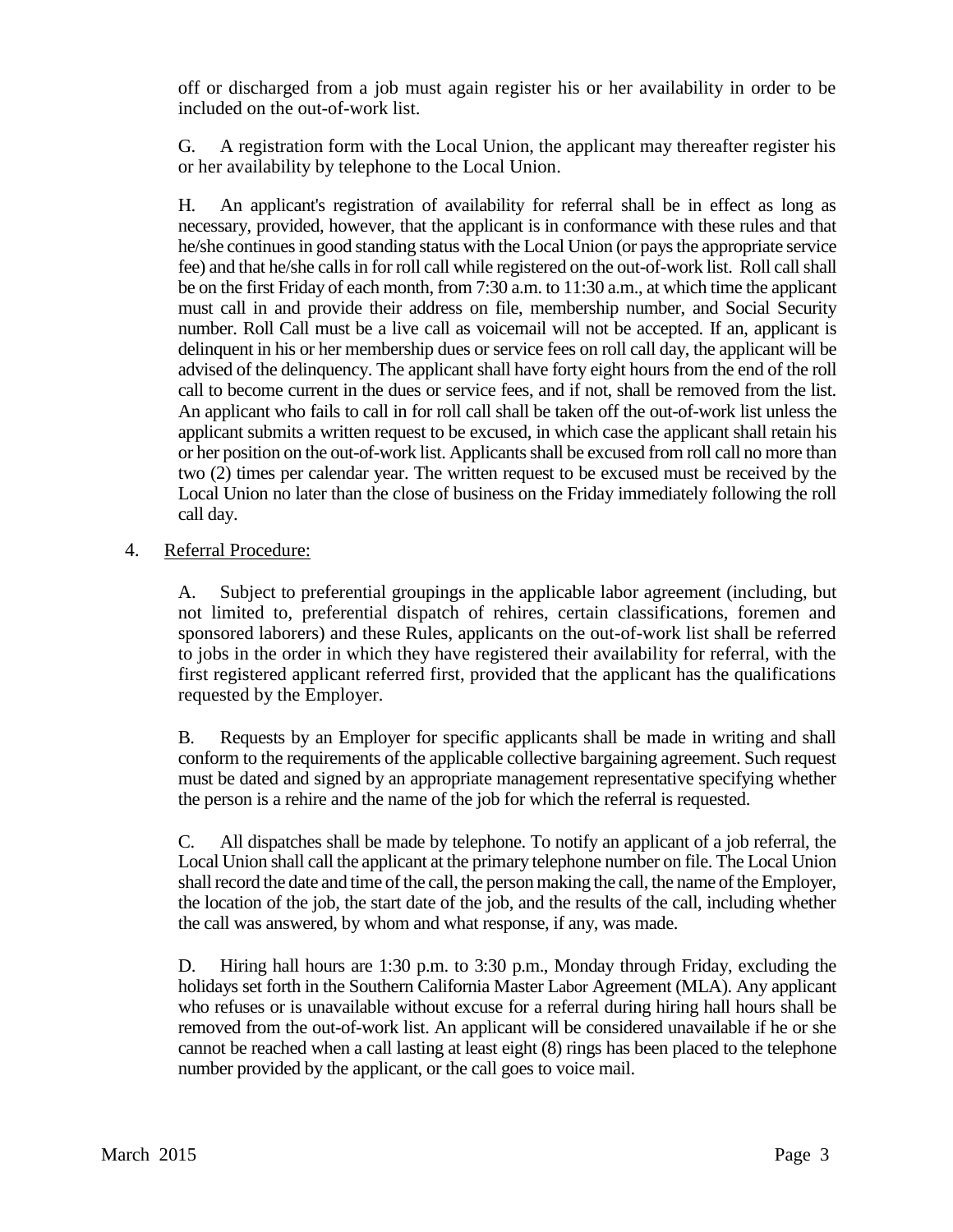off or discharged from a job must again register his or her availability in order to be included on the out-of-work list.

G. A registration form with the Local Union, the applicant may thereafter register his or her availability by telephone to the Local Union.

H. An applicant's registration of availability for referral shall be in effect as long as necessary, provided, however, that the applicant is in conformance with these rules and that he/she continues in good standing status with the Local Union (or pays the appropriate service fee) and that he/she calls in for roll call while registered on the out-of-work list. Roll call shall be on the first Friday of each month, from 7:30 a.m. to 11:30 a.m., at which time the applicant must call in and provide their address on file, membership number, and Social Security number. Roll Call must be a live call as voicemail will not be accepted. If an, applicant is delinquent in his or her membership dues or service fees on roll call day, the applicant will be advised of the delinquency. The applicant shall have forty eight hours from the end of the roll call to become current in the dues or service fees, and if not, shall be removed from the list. An applicant who fails to call in for roll call shall be taken off the out-of-work list unless the applicant submits a written request to be excused, in which case the applicant shall retain his or her position on the out-of-work list. Applicants shall be excused from roll call no more than two (2) times per calendar year. The written request to be excused must be received by the Local Union no later than the close of business on the Friday immediately following the roll call day.

4. Referral Procedure:

A. Subject to preferential groupings in the applicable labor agreement (including, but not limited to, preferential dispatch of rehires, certain classifications, foremen and sponsored laborers) and these Rules, applicants on the out-of-work list shall be referred to jobs in the order in which they have registered their availability for referral, with the first registered applicant referred first, provided that the applicant has the qualifications requested by the Employer.

B. Requests by an Employer for specific applicants shall be made in writing and shall conform to the requirements of the applicable collective bargaining agreement. Such request must be dated and signed by an appropriate management representative specifying whether the person is a rehire and the name of the job for which the referral is requested.

C. All dispatches shall be made by telephone. To notify an applicant of a job referral, the Local Union shall call the applicant at the primary telephone number on file. The Local Union shall record the date and time of the call, the person making the call, the name of the Employer, the location of the job, the start date of the job, and the results of the call, including whether the call was answered, by whom and what response, if any, was made.

D. Hiring hall hours are 1:30 p.m. to 3:30 p.m., Monday through Friday, excluding the holidays set forth in the Southern California Master Labor Agreement (MLA). Any applicant who refuses or is unavailable without excuse for a referral during hiring hall hours shall be removed from the out-of-work list. An applicant will be considered unavailable if he or she cannot be reached when a call lasting at least eight (8) rings has been placed to the telephone number provided by the applicant, or the call goes to voice mail.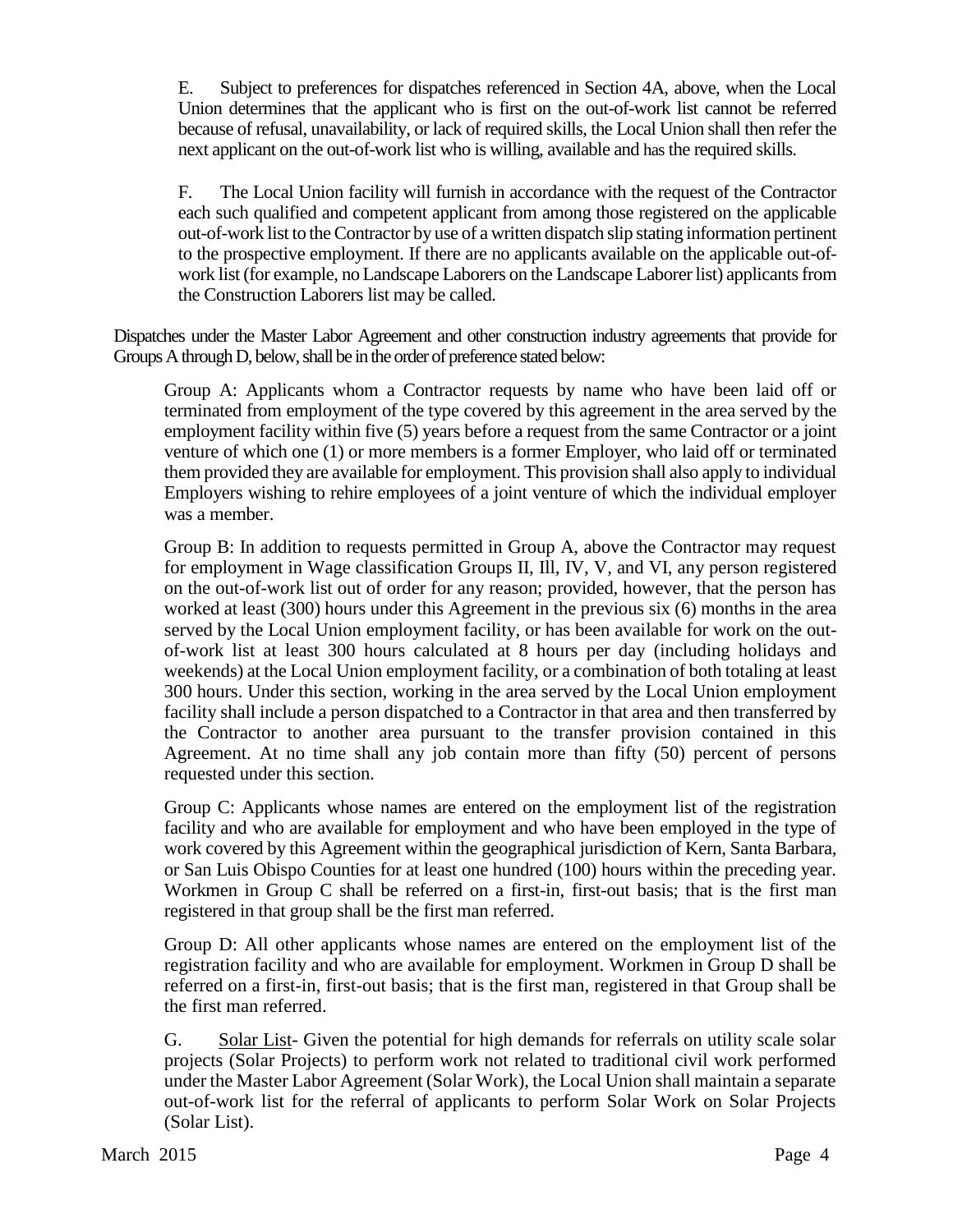E. Subject to preferences for dispatches referenced in Section 4A, above, when the Local Union determines that the applicant who is first on the out-of-work list cannot be referred because of refusal, unavailability, or lack of required skills, the Local Union shall then refer the next applicant on the out-of-work list who is willing, available and has the required skills.

F. The Local Union facility will furnish in accordance with the request of the Contractor each such qualified and competent applicant from among those registered on the applicable out-of-work list to the Contractor by use of a written dispatch slip stating information pertinent to the prospective employment. If there are no applicants available on the applicable out-of-work list (for example, no Landscape Laborers on the Landscape Laborer list) applicants from the Construction Laborers list may be called.

Dispatches under the Master Labor Agreement and other construction industry agreements that provide for Groups A through D, below, shall be in the order of preference stated below:

Group A: Applicants whom a Contractor requests by name who have been laid off or terminated from employment of the type covered by this agreement in the area served by the employment facility within five (5) years before a request from the same Contractor or a joint venture of which one (1) or more members is a former Employer, who laid off or terminated them provided they are available for employment. This provision shall also apply to individual Employers wishing to rehire employees of a joint venture of which the individual employer was a member.

Group B: In addition to requests permitted in Group A, above the Contractor may request for employment in Wage classification Groups II, Ill, IV, V, and VI, any person registered on the out-of-work list out of order for any reason; provided, however, that the person has worked at least (300) hours under this Agreement in the previous six (6) months in the area served by the Local Union employment facility, or has been available for work on the out-of-work list at least 300 hours calculated at 8 hours per day (including holidays and weekends) at the Local Union employment facility, or a combination of both totaling at least 300 hours. Under this section, working in the area served by the Local Union employment facility shall include a person dispatched to a Contractor in that area and then transferred by the Contractor to another area pursuant to the transfer provision contained in this Agreement. At no time shall any job contain more than fifty (50) percent of persons requested under this section.

Group C: Applicants whose names are entered on the employment list of the registration facility and who are available for employment and who have been employed in the type of work covered by this Agreement within the geographical jurisdiction of Kern, Santa Barbara, or San Luis Obispo Counties for at least one hundred (100) hours within the preceding year. Workmen in Group C shall be referred on a first-in, first-out basis; that is the first man registered in that group shall be the first man referred.

Group D: All other applicants whose names are entered on the employment list of the registration facility and who are available for employment. Workmen in Group D shall be referred on a first-in, first-out basis; that is the first man, registered in that Group shall be the first man referred.

G. Solar List- Given the potential for high demands for referrals on utility scale solar projects (Solar Projects) to perform work not related to traditional civil work performed under the Master Labor Agreement (Solar Work), the Local Union shall maintain a separate out-of-work list for the referral of applicants to perform Solar Work on Solar Projects (Solar List).

March 2015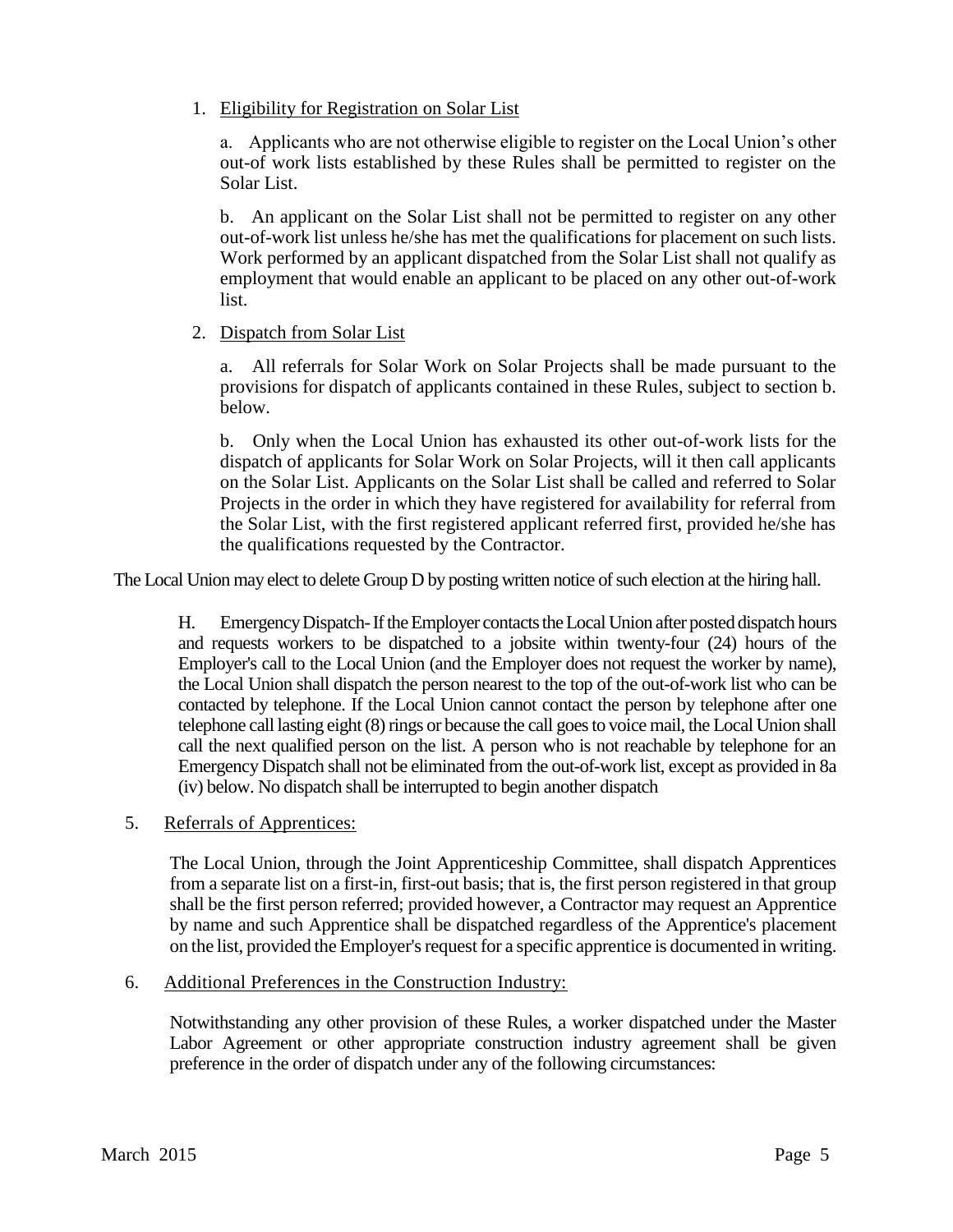1. Eligibility for Registration on Solar List

   a. Applicants who are not otherwise eligible to register on the Local Union's other out-of work lists established by these Rules shall be permitted to register on the Solar List.

   b. An applicant on the Solar List shall not be permitted to register on any other out-of-work list unless he/she has met the qualifications for placement on such lists. Work performed by an applicant dispatched from the Solar List shall not qualify as employment that would enable an applicant to be placed on any other out-of-work list.

2. Dispatch from Solar List

   a. All referrals for Solar Work on Solar Projects shall be made pursuant to the provisions for dispatch of applicants contained in these Rules, subject to section b. below.

   b. Only when the Local Union has exhausted its other out-of-work lists for the dispatch of applicants for Solar Work on Solar Projects, will it then call applicants on the Solar List. Applicants on the Solar List shall be called and referred to Solar Projects in the order in which they have registered for availability for referral from the Solar List, with the first registered applicant referred first, provided he/she has the qualifications requested by the Contractor.

The Local Union may elect to delete Group D by posting written notice of such election at the hiring hall.

H. Emergency Dispatch- If the Employer contacts the Local Union after posted dispatch hours and requests workers to be dispatched to a jobsite within twenty-four (24) hours of the Employer's call to the Local Union (and the Employer does not request the worker by name), the Local Union shall dispatch the person nearest to the top of the out-of-work list who can be contacted by telephone. If the Local Union cannot contact the person by telephone after one telephone call lasting eight (8) rings or because the call goes to voice mail, the Local Union shall call the next qualified person on the list. A person who is not reachable by telephone for an Emergency Dispatch shall not be eliminated from the out-of-work list, except as provided in 8a (iv) below. No dispatch shall be interrupted to begin another dispatch

5. Referrals of Apprentices:

   The Local Union, through the Joint Apprenticeship Committee, shall dispatch Apprentices from a separate list on a first-in, first-out basis; that is, the first person registered in that group shall be the first person referred; provided however, a Contractor may request an Apprentice by name and such Apprentice shall be dispatched regardless of the Apprentice's placement on the list, provided the Employer's request for a specific apprentice is documented in writing.

6. Additional Preferences in the Construction Industry:

   Notwithstanding any other provision of these Rules, a worker dispatched under the Master Labor Agreement or other appropriate construction industry agreement shall be given preference in the order of dispatch under any of the following circumstances: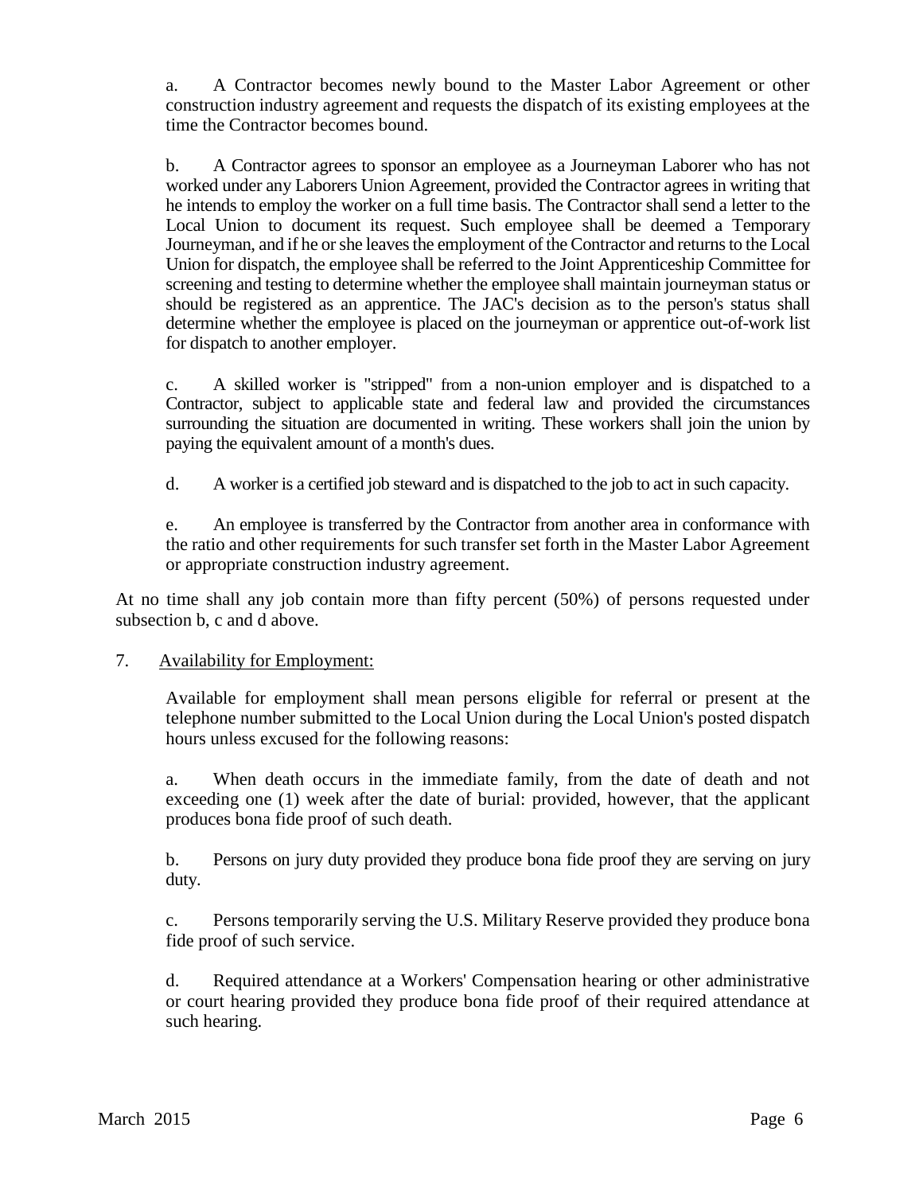a. A Contractor becomes newly bound to the Master Labor Agreement or other construction industry agreement and requests the dispatch of its existing employees at the time the Contractor becomes bound.

b. A Contractor agrees to sponsor an employee as a Journeyman Laborer who has not worked under any Laborers Union Agreement, provided the Contractor agrees in writing that he intends to employ the worker on a full time basis. The Contractor shall send a letter to the Local Union to document its request. Such employee shall be deemed a Temporary Journeyman, and if he or she leaves the employment of the Contractor and returns to the Local Union for dispatch, the employee shall be referred to the Joint Apprenticeship Committee for screening and testing to determine whether the employee shall maintain journeyman status or should be registered as an apprentice. The JAC's decision as to the person's status shall determine whether the employee is placed on the journeyman or apprentice out-of-work list for dispatch to another employer.

c. A skilled worker is "stripped" from a non-union employer and is dispatched to a Contractor, subject to applicable state and federal law and provided the circumstances surrounding the situation are documented in writing. These workers shall join the union by paying the equivalent amount of a month's dues.

d. A worker is a certified job steward and is dispatched to the job to act in such capacity.

e. An employee is transferred by the Contractor from another area in conformance with the ratio and other requirements for such transfer set forth in the Master Labor Agreement or appropriate construction industry agreement.

At no time shall any job contain more than fifty percent (50%) of persons requested under subsection b, c and d above.

7. <u>Availability for Employment:</u>

Available for employment shall mean persons eligible for referral or present at the telephone number submitted to the Local Union during the Local Union's posted dispatch hours unless excused for the following reasons:

a. When death occurs in the immediate family, from the date of death and not exceeding one (1) week after the date of burial: provided, however, that the applicant produces bona fide proof of such death.

b. Persons on jury duty provided they produce bona fide proof they are serving on jury duty.

c. Persons temporarily serving the U.S. Military Reserve provided they produce bona fide proof of such service.

d. Required attendance at a Workers' Compensation hearing or other administrative or court hearing provided they produce bona fide proof of their required attendance at such hearing.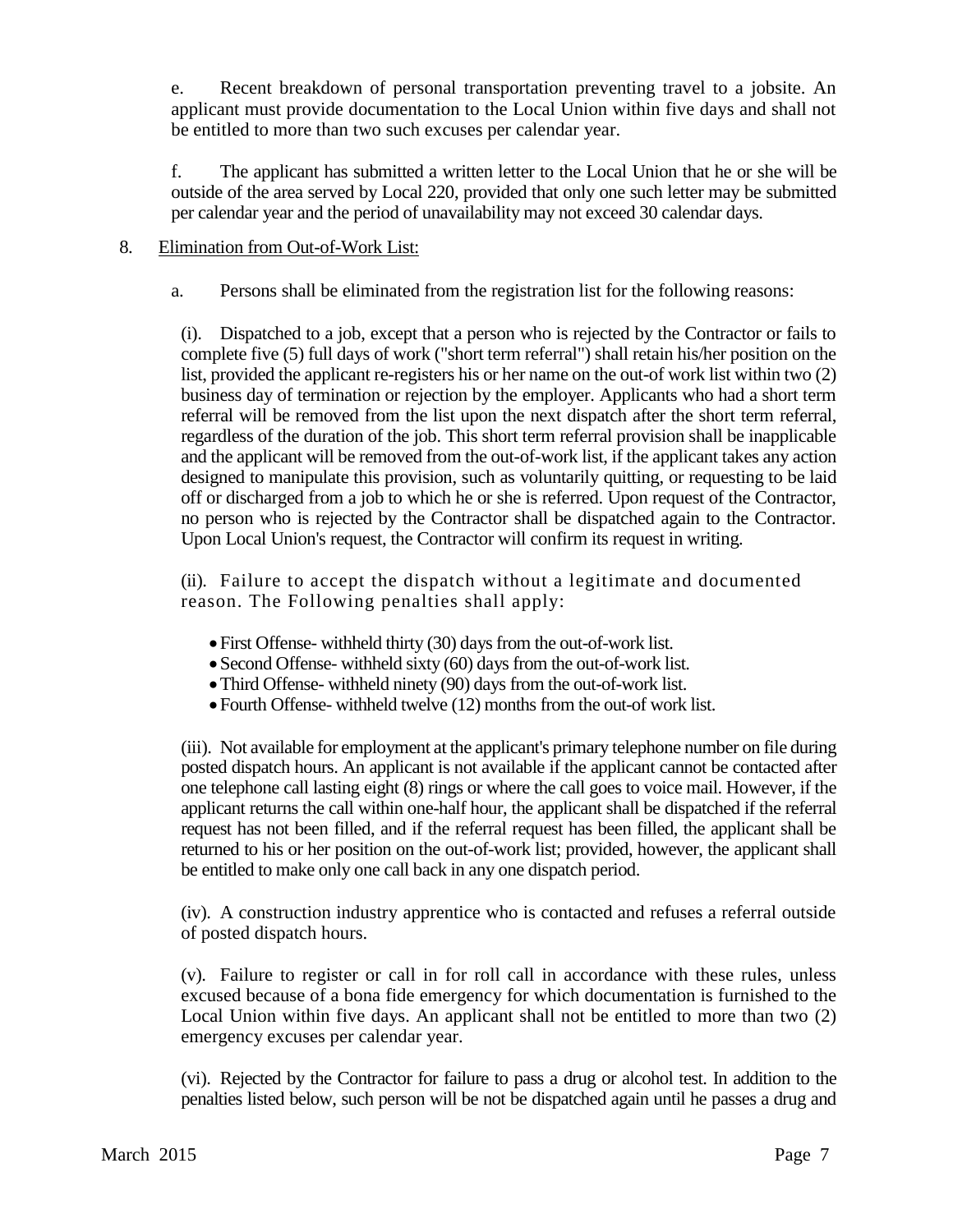e. Recent breakdown of personal transportation preventing travel to a jobsite. An applicant must provide documentation to the Local Union within five days and shall not be entitled to more than two such excuses per calendar year.

f. The applicant has submitted a written letter to the Local Union that he or she will be outside of the area served by Local 220, provided that only one such letter may be submitted per calendar year and the period of unavailability may not exceed 30 calendar days.

8. Elimination from Out-of-Work List:

a. Persons shall be eliminated from the registration list for the following reasons:

(i). Dispatched to a job, except that a person who is rejected by the Contractor or fails to complete five (5) full days of work ("short term referral") shall retain his/her position on the list, provided the applicant re-registers his or her name on the out-of work list within two (2) business day of termination or rejection by the employer. Applicants who had a short term referral will be removed from the list upon the next dispatch after the short term referral, regardless of the duration of the job. This short term referral provision shall be inapplicable and the applicant will be removed from the out-of-work list, if the applicant takes any action designed to manipulate this provision, such as voluntarily quitting, or requesting to be laid off or discharged from a job to which he or she is referred. Upon request of the Contractor, no person who is rejected by the Contractor shall be dispatched again to the Contractor. Upon Local Union's request, the Contractor will confirm its request in writing.

(ii). Failure to accept the dispatch without a legitimate and documented reason. The Following penalties shall apply:

- First Offense- withheld thirty (30) days from the out-of-work list.
- Second Offense- withheld sixty (60) days from the out-of-work list.
- Third Offense- withheld ninety (90) days from the out-of-work list.
- Fourth Offense- withheld twelve (12) months from the out-of work list.

(iii). Not available for employment at the applicant's primary telephone number on file during posted dispatch hours. An applicant is not available if the applicant cannot be contacted after one telephone call lasting eight (8) rings or where the call goes to voice mail. However, if the applicant returns the call within one-half hour, the applicant shall be dispatched if the referral request has not been filled, and if the referral request has been filled, the applicant shall be returned to his or her position on the out-of-work list; provided, however, the applicant shall be entitled to make only one call back in any one dispatch period.

(iv). A construction industry apprentice who is contacted and refuses a referral outside of posted dispatch hours.

(v). Failure to register or call in for roll call in accordance with these rules, unless excused because of a bona fide emergency for which documentation is furnished to the Local Union within five days. An applicant shall not be entitled to more than two (2) emergency excuses per calendar year.

(vi). Rejected by the Contractor for failure to pass a drug or alcohol test. In addition to the penalties listed below, such person will be not be dispatched again until he passes a drug and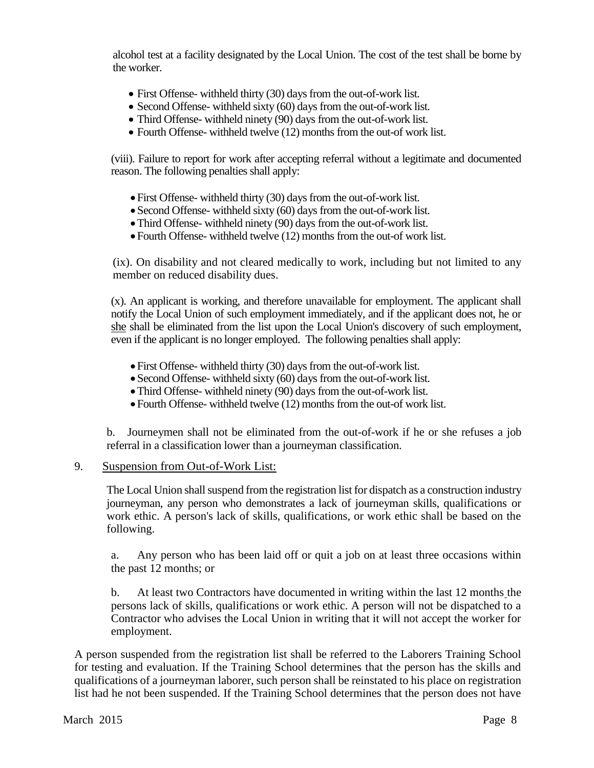alcohol test at a facility designated by the Local Union. The cost of the test shall be borne by the worker.

- First Offense- withheld thirty (30) days from the out-of-work list.
- Second Offense- withheld sixty (60) days from the out-of-work list.
- Third Offense- withheld ninety (90) days from the out-of-work list.
- Fourth Offense- withheld twelve (12) months from the out-of work list.

(viii). Failure to report for work after accepting referral without a legitimate and documented reason. The following penalties shall apply:

- First Offense- withheld thirty (30) days from the out-of-work list.
- Second Offense- withheld sixty (60) days from the out-of-work list.
- Third Offense- withheld ninety (90) days from the out-of-work list.
- Fourth Offense- withheld twelve (12) months from the out-of work list.

(ix). On disability and not cleared medically to work, including but not limited to any member on reduced disability dues.

(x). An applicant is working, and therefore unavailable for employment. The applicant shall notify the Local Union of such employment immediately, and if the applicant does not, he or she shall be eliminated from the list upon the Local Union's discovery of such employment, even if the applicant is no longer employed. The following penalties shall apply:

- First Offense- withheld thirty (30) days from the out-of-work list.
- Second Offense- withheld sixty (60) days from the out-of-work list.
- Third Offense- withheld ninety (90) days from the out-of-work list.
- Fourth Offense- withheld twelve (12) months from the out-of work list.

b. Journeymen shall not be eliminated from the out-of-work if he or she refuses a job referral in a classification lower than a journeyman classification.

9. Suspension from Out-of-Work List:

The Local Union shall suspend from the registration list for dispatch as a construction industry journeyman, any person who demonstrates a lack of journeyman skills, qualifications or work ethic. A person's lack of skills, qualifications, or work ethic shall be based on the following.

a. Any person who has been laid off or quit a job on at least three occasions within the past 12 months; or

b. At least two Contractors have documented in writing within the last 12 months the persons lack of skills, qualifications or work ethic. A person will not be dispatched to a Contractor who advises the Local Union in writing that it will not accept the worker for employment.

A person suspended from the registration list shall be referred to the Laborers Training School for testing and evaluation. If the Training School determines that the person has the skills and qualifications of a journeyman laborer, such person shall be reinstated to his place on registration list had he not been suspended. If the Training School determines that the person does not have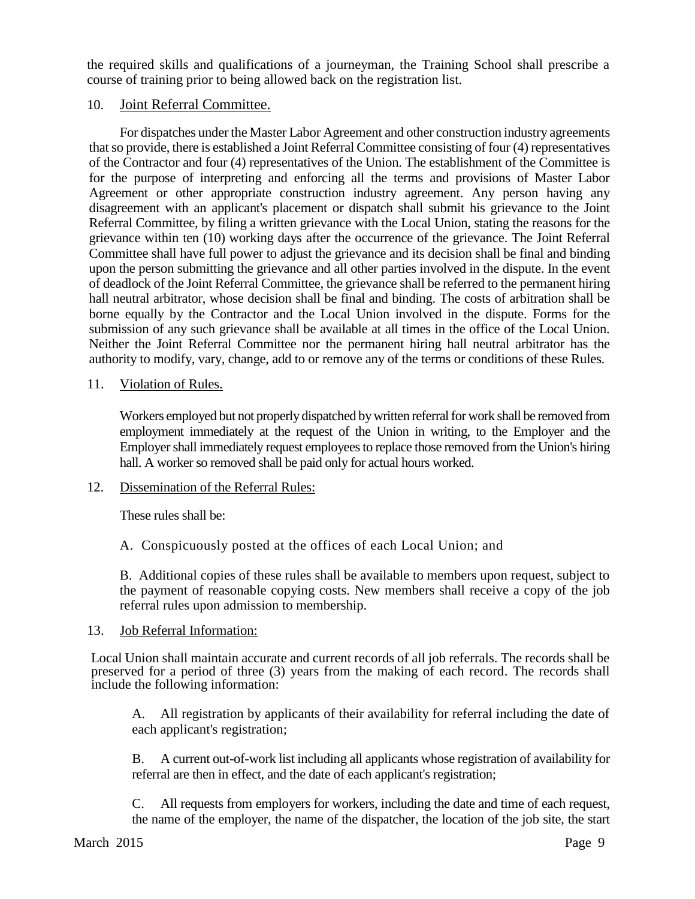the required skills and qualifications of a journeyman, the Training School shall prescribe a course of training prior to being allowed back on the registration list.

10. <u>Joint Referral Committee.</u>

For dispatches under the Master Labor Agreement and other construction industry agreements that so provide, there is established a Joint Referral Committee consisting of four (4) representatives of the Contractor and four (4) representatives of the Union. The establishment of the Committee is for the purpose of interpreting and enforcing all the terms and provisions of Master Labor Agreement or other appropriate construction industry agreement. Any person having any disagreement with an applicant's placement or dispatch shall submit his grievance to the Joint Referral Committee, by filing a written grievance with the Local Union, stating the reasons for the grievance within ten (10) working days after the occurrence of the grievance. The Joint Referral Committee shall have full power to adjust the grievance and its decision shall be final and binding upon the person submitting the grievance and all other parties involved in the dispute. In the event of deadlock of the Joint Referral Committee, the grievance shall be referred to the permanent hiring hall neutral arbitrator, whose decision shall be final and binding. The costs of arbitration shall be borne equally by the Contractor and the Local Union involved in the dispute. Forms for the submission of any such grievance shall be available at all times in the office of the Local Union. Neither the Joint Referral Committee nor the permanent hiring hall neutral arbitrator has the authority to modify, vary, change, add to or remove any of the terms or conditions of these Rules.

11. <u>Violation of Rules.</u>

Workers employed but not properly dispatched by written referral for work shall be removed from employment immediately at the request of the Union in writing, to the Employer and the Employer shall immediately request employees to replace those removed from the Union's hiring hall. A worker so removed shall be paid only for actual hours worked.

12. <u>Dissemination of the Referral Rules:</u>

These rules shall be:

A. Conspicuously posted at the offices of each Local Union; and

B. Additional copies of these rules shall be available to members upon request, subject to the payment of reasonable copying costs. New members shall receive a copy of the job referral rules upon admission to membership.

13. <u>Job Referral Information:</u>

Local Union shall maintain accurate and current records of all job referrals. The records shall be preserved for a period of three (3) years from the making of each record. The records shall include the following information:

A. All registration by applicants of their availability for referral including the date of each applicant's registration;

B. A current out-of-work list including all applicants whose registration of availability for referral are then in effect, and the date of each applicant's registration;

C. All requests from employers for workers, including the date and time of each request, the name of the employer, the name of the dispatcher, the location of the job site, the start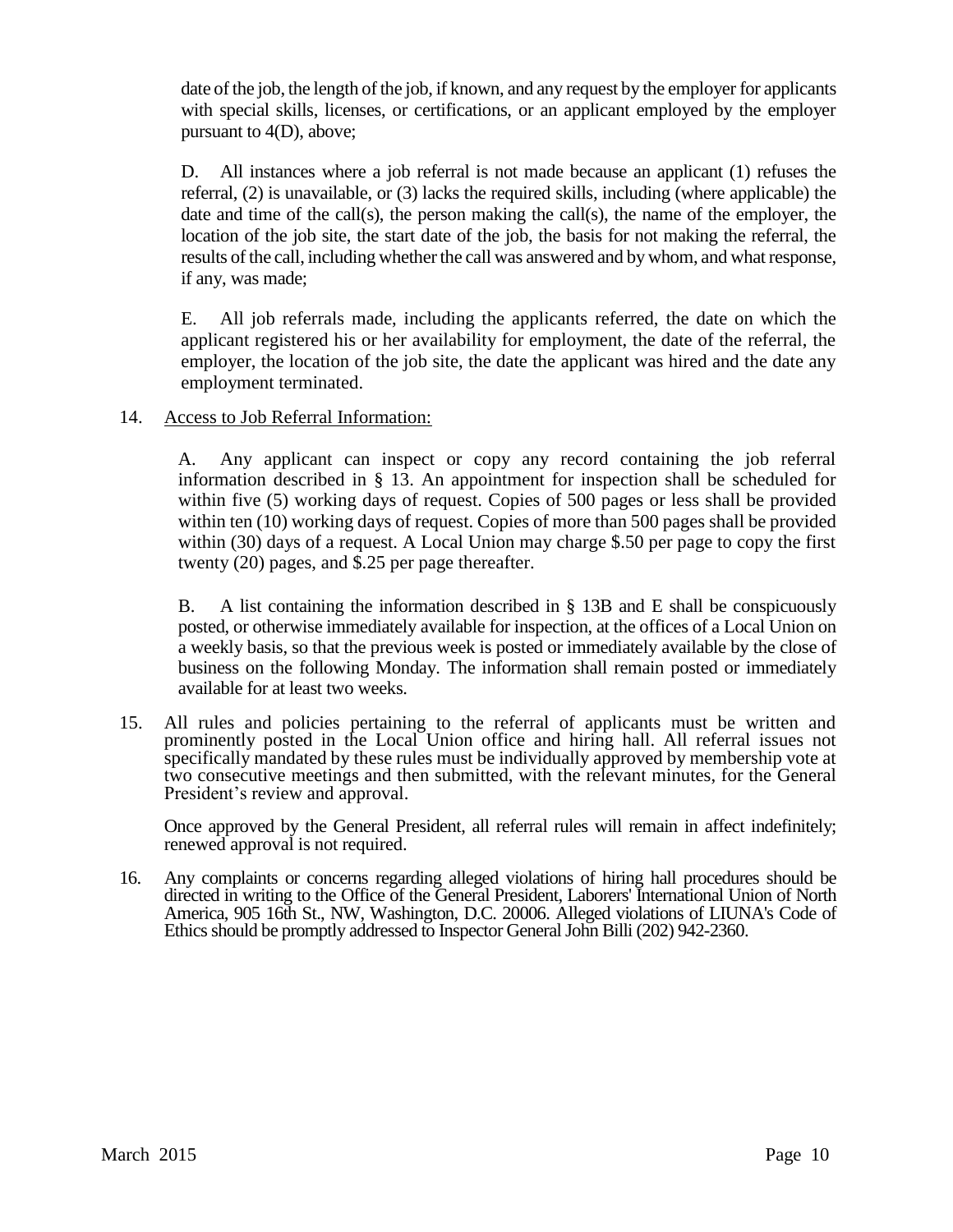date of the job, the length of the job, if known, and any request by the employer for applicants with special skills, licenses, or certifications, or an applicant employed by the employer pursuant to 4(D), above;

D. All instances where a job referral is not made because an applicant (1) refuses the referral, (2) is unavailable, or (3) lacks the required skills, including (where applicable) the date and time of the call(s), the person making the call(s), the name of the employer, the location of the job site, the start date of the job, the basis for not making the referral, the results of the call, including whether the call was answered and by whom, and what response, if any, was made;

E. All job referrals made, including the applicants referred, the date on which the applicant registered his or her availability for employment, the date of the referral, the employer, the location of the job site, the date the applicant was hired and the date any employment terminated.

14. Access to Job Referral Information:

A. Any applicant can inspect or copy any record containing the job referral information described in § 13. An appointment for inspection shall be scheduled for within five (5) working days of request. Copies of 500 pages or less shall be provided within ten (10) working days of request. Copies of more than 500 pages shall be provided within (30) days of a request. A Local Union may charge $.50 per page to copy the first twenty (20) pages, and $.25 per page thereafter.

B. A list containing the information described in § 13B and E shall be conspicuously posted, or otherwise immediately available for inspection, at the offices of a Local Union on a weekly basis, so that the previous week is posted or immediately available by the close of business on the following Monday. The information shall remain posted or immediately available for at least two weeks.

15. All rules and policies pertaining to the referral of applicants must be written and prominently posted in the Local Union office and hiring hall. All referral issues not specifically mandated by these rules must be individually approved by membership vote at two consecutive meetings and then submitted, with the relevant minutes, for the General President's review and approval.

Once approved by the General President, all referral rules will remain in affect indefinitely; renewed approval is not required.

16. Any complaints or concerns regarding alleged violations of hiring hall procedures should be directed in writing to the Office of the General President, Laborers' International Union of North America, 905 16th St., NW, Washington, D.C. 20006. Alleged violations of LIUNA's Code of Ethics should be promptly addressed to Inspector General John Billi (202) 942-2360.